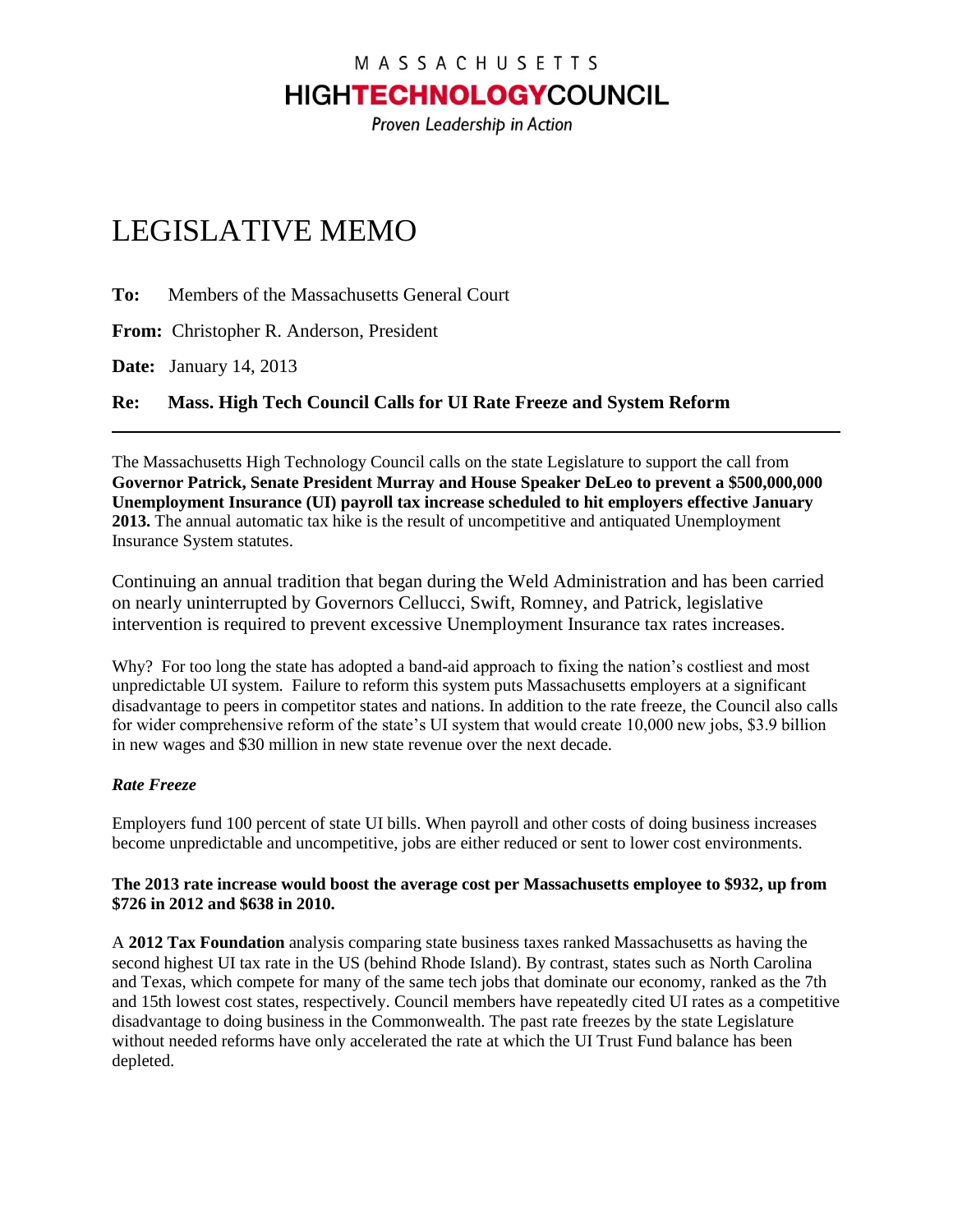MASSACHUSETTS

**HIGHTECHNOLOGYCOUNCIL**

*Proven Leadership in Action*

# LEGISLATIVE MEMO

**To:** Members of the Massachusetts General Court

**From:** Christopher R. Anderson, President

**Date:** January 14, 2013

**Re: Mass. High Tech Council Calls for UI Rate Freeze and System Reform**

---

The Massachusetts High Technology Council calls on the state Legislature to support the call from **Governor Patrick, Senate President Murray and House Speaker DeLeo to prevent a $500,000,000 Unemployment Insurance (UI) payroll tax increase scheduled to hit employers effective January 2013.** The annual automatic tax hike is the result of uncompetitive and antiquated Unemployment Insurance System statutes.

Continuing an annual tradition that began during the Weld Administration and has been carried on nearly uninterrupted by Governors Cellucci, Swift, Romney, and Patrick, legislative intervention is required to prevent excessive Unemployment Insurance tax rates increases.

Why? For too long the state has adopted a band-aid approach to fixing the nation's costliest and most unpredictable UI system. Failure to reform this system puts Massachusetts employers at a significant disadvantage to peers in competitor states and nations. In addition to the rate freeze, the Council also calls for wider comprehensive reform of the state's UI system that would create 10,000 new jobs, $3.9 billion in new wages and $30 million in new state revenue over the next decade.

***Rate Freeze***

Employers fund 100 percent of state UI bills. When payroll and other costs of doing business increases become unpredictable and uncompetitive, jobs are either reduced or sent to lower cost environments.

**The 2013 rate increase would boost the average cost per Massachusetts employee to $932, up from $726 in 2012 and $638 in 2010.**

A **2012 Tax Foundation** analysis comparing state business taxes ranked Massachusetts as having the second highest UI tax rate in the US (behind Rhode Island). By contrast, states such as North Carolina and Texas, which compete for many of the same tech jobs that dominate our economy, ranked as the 7th and 15th lowest cost states, respectively. Council members have repeatedly cited UI rates as a competitive disadvantage to doing business in the Commonwealth. The past rate freezes by the state Legislature without needed reforms have only accelerated the rate at which the UI Trust Fund balance has been depleted.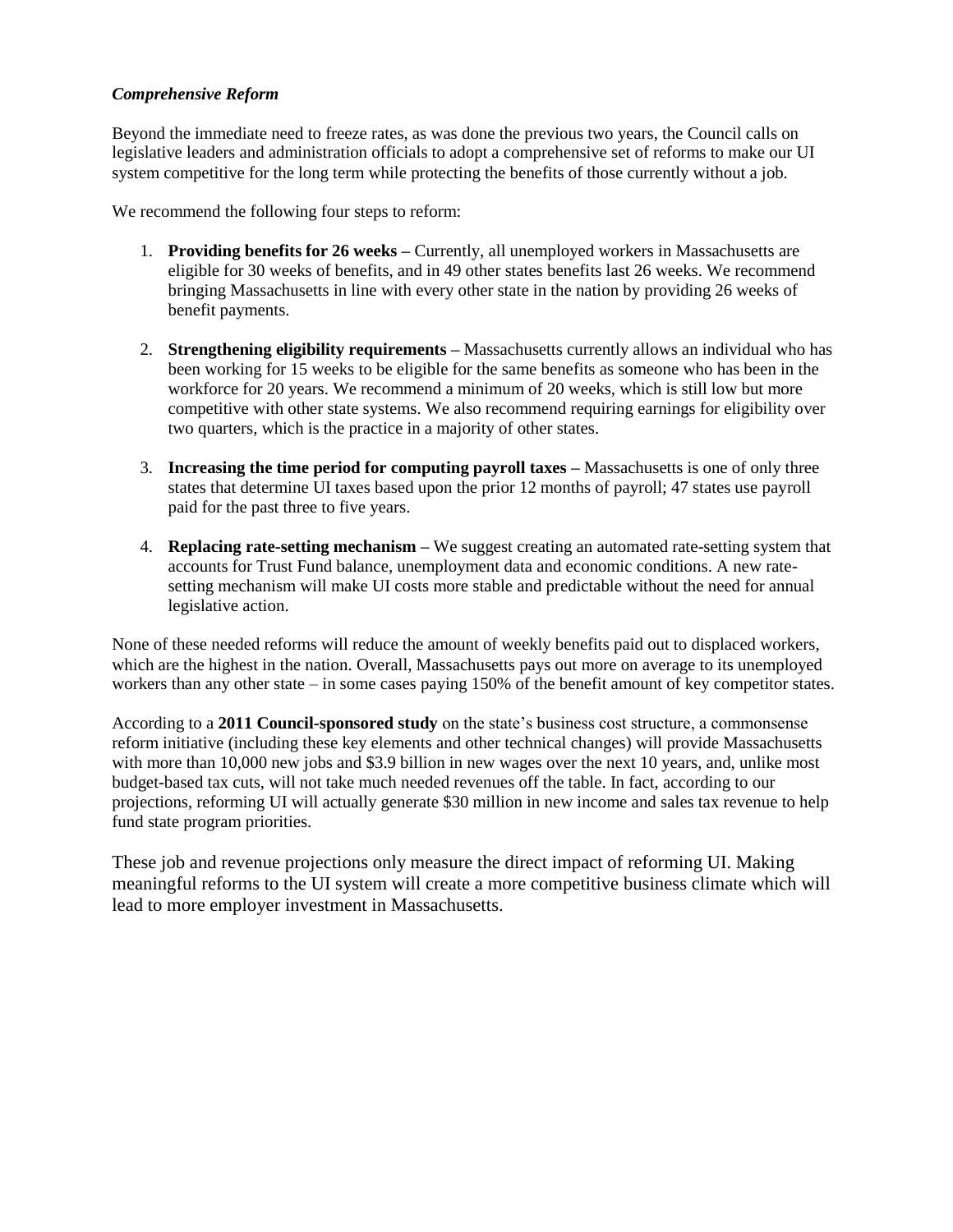***Comprehensive Reform***

Beyond the immediate need to freeze rates, as was done the previous two years, the Council calls on legislative leaders and administration officials to adopt a comprehensive set of reforms to make our UI system competitive for the long term while protecting the benefits of those currently without a job.

We recommend the following four steps to reform:

1. **Providing benefits for 26 weeks –** Currently, all unemployed workers in Massachusetts are eligible for 30 weeks of benefits, and in 49 other states benefits last 26 weeks. We recommend bringing Massachusetts in line with every other state in the nation by providing 26 weeks of benefit payments.

2. **Strengthening eligibility requirements –** Massachusetts currently allows an individual who has been working for 15 weeks to be eligible for the same benefits as someone who has been in the workforce for 20 years. We recommend a minimum of 20 weeks, which is still low but more competitive with other state systems. We also recommend requiring earnings for eligibility over two quarters, which is the practice in a majority of other states.

3. **Increasing the time period for computing payroll taxes –** Massachusetts is one of only three states that determine UI taxes based upon the prior 12 months of payroll; 47 states use payroll paid for the past three to five years.

4. **Replacing rate-setting mechanism –** We suggest creating an automated rate-setting system that accounts for Trust Fund balance, unemployment data and economic conditions. A new rate-setting mechanism will make UI costs more stable and predictable without the need for annual legislative action.

None of these needed reforms will reduce the amount of weekly benefits paid out to displaced workers, which are the highest in the nation. Overall, Massachusetts pays out more on average to its unemployed workers than any other state – in some cases paying 150% of the benefit amount of key competitor states.

According to a **2011 Council-sponsored study** on the state's business cost structure, a commonsense reform initiative (including these key elements and other technical changes) will provide Massachusetts with more than 10,000 new jobs and $3.9 billion in new wages over the next 10 years, and, unlike most budget-based tax cuts, will not take much needed revenues off the table. In fact, according to our projections, reforming UI will actually generate $30 million in new income and sales tax revenue to help fund state program priorities.

These job and revenue projections only measure the direct impact of reforming UI. Making meaningful reforms to the UI system will create a more competitive business climate which will lead to more employer investment in Massachusetts.